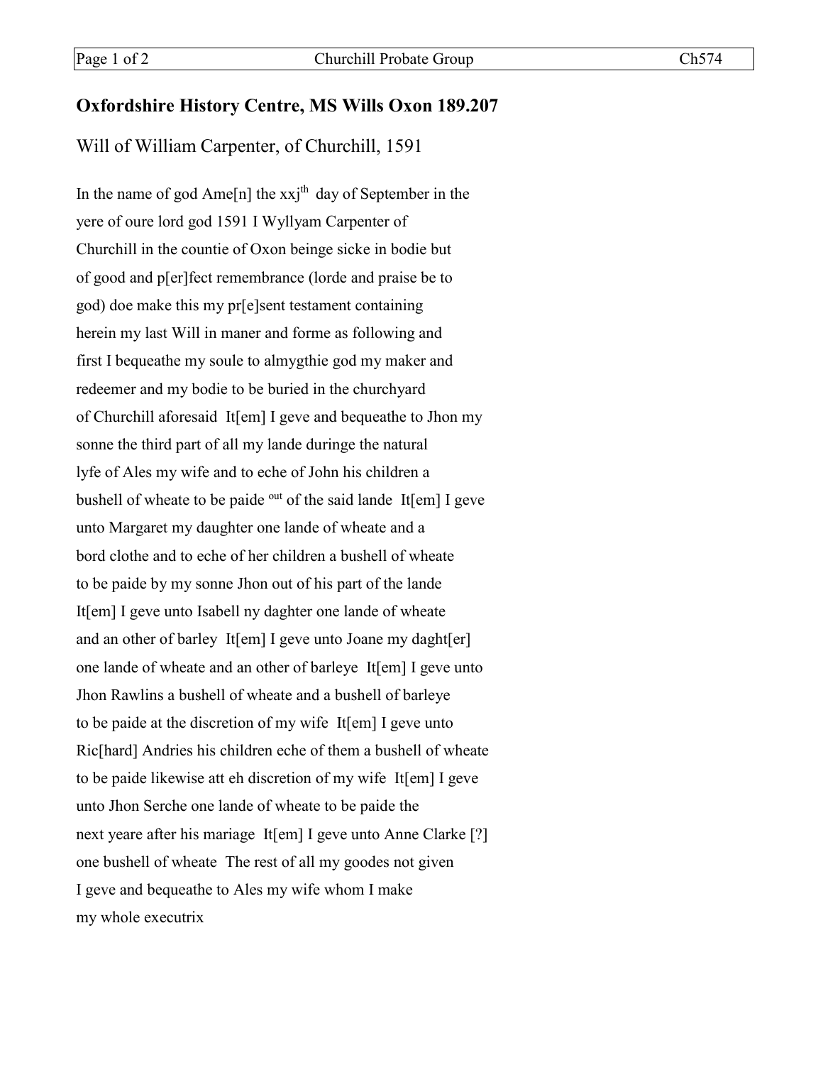## Oxfordshire History Centre, MS Wills Oxon 189.207

Will of William Carpenter, of Churchill, 1591

In the name of god Ame[n] the xxj^th day of September in the
yere of oure lord god 1591 I Wyllyam Carpenter of
Churchill in the countie of Oxon beinge sicke in bodie but
of good and p[er]fect remembrance (lorde and praise be to
god) doe make this my pr[e]sent testament containing
herein my last Will in maner and forme as following and
first I bequeathe my soule to almygthie god my maker and
redeemer and my bodie to be buried in the churchyard
of Churchill aforesaid  It[em] I geve and bequeathe to Jhon my
sonne the third part of all my lande duringe the natural
lyfe of Ales my wife and to eche of John his children a
bushell of wheate to be paide ^out of the said lande  It[em] I geve
unto Margaret my daughter one lande of wheate and a
bord clothe and to eche of her children a bushell of wheate
to be paide by my sonne Jhon out of his part of the lande
It[em] I geve unto Isabell ny daghter one lande of wheate
and an other of barley  It[em] I geve unto Joane my daght[er]
one lande of wheate and an other of barleye  It[em] I geve unto
Jhon Rawlins a bushell of wheate and a bushell of barleye
to be paide at the discretion of my wife  It[em] I geve unto
Ric[hard] Andries his children eche of them a bushell of wheate
to be paide likewise att eh discretion of my wife  It[em] I geve
unto Jhon Serche one lande of wheate to be paide the
next yeare after his mariage  It[em] I geve unto Anne Clarke [?]
one bushell of wheate  The rest of all my goodes not given
I geve and bequeathe to Ales my wife whom I make
my whole executrix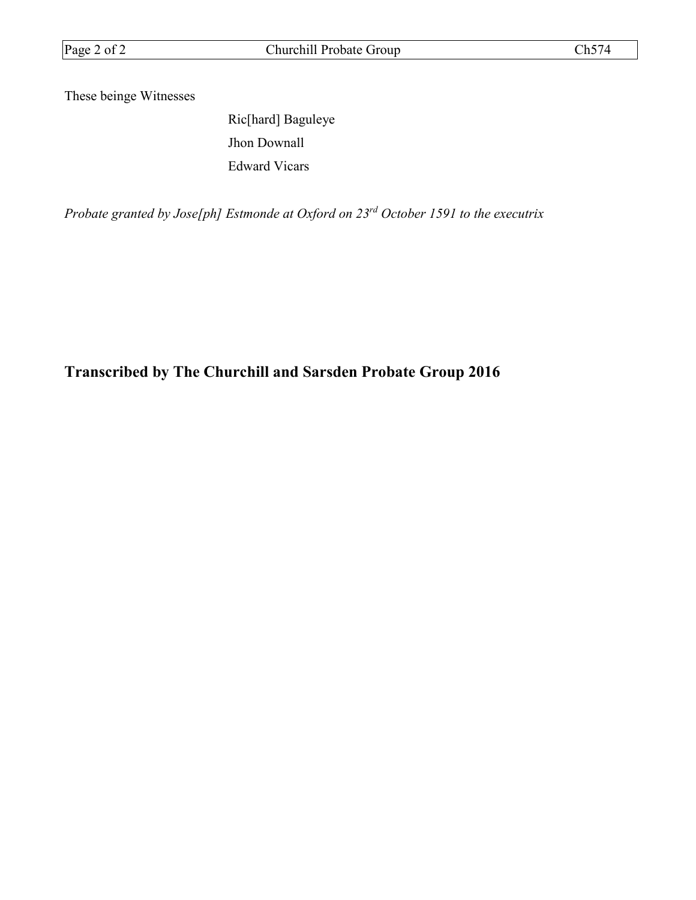These beinge Witnesses

Ric[hard] Baguleye

Jhon Downall

Edward Vicars

*Probate granted by Jose[ph] Estmonde at Oxford on 23rd October 1591 to the executrix*

**Transcribed by The Churchill and Sarsden Probate Group 2016**